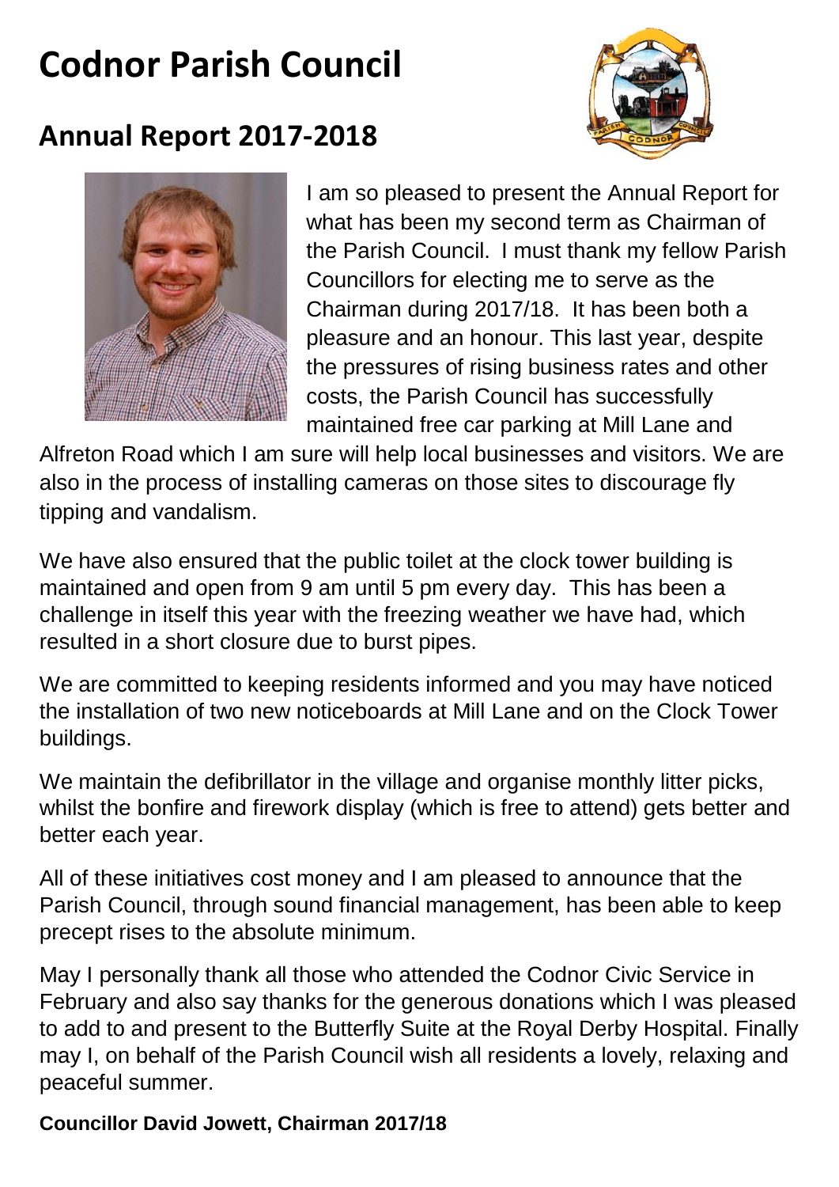# Codnor Parish Council

## Annual Report 2017-2018

I am so pleased to present the Annual Report for what has been my second term as Chairman of the Parish Council. I must thank my fellow Parish Councillors for electing me to serve as the Chairman during 2017/18. It has been both a pleasure and an honour. This last year, despite the pressures of rising business rates and other costs, the Parish Council has successfully maintained free car parking at Mill Lane and Alfreton Road which I am sure will help local businesses and visitors. We are also in the process of installing cameras on those sites to discourage fly tipping and vandalism.

We have also ensured that the public toilet at the clock tower building is maintained and open from 9 am until 5 pm every day. This has been a challenge in itself this year with the freezing weather we have had, which resulted in a short closure due to burst pipes.

We are committed to keeping residents informed and you may have noticed the installation of two new noticeboards at Mill Lane and on the Clock Tower buildings.

We maintain the defibrillator in the village and organise monthly litter picks, whilst the bonfire and firework display (which is free to attend) gets better and better each year.

All of these initiatives cost money and I am pleased to announce that the Parish Council, through sound financial management, has been able to keep precept rises to the absolute minimum.

May I personally thank all those who attended the Codnor Civic Service in February and also say thanks for the generous donations which I was pleased to add to and present to the Butterfly Suite at the Royal Derby Hospital. Finally may I, on behalf of the Parish Council wish all residents a lovely, relaxing and peaceful summer.

**Councillor David Jowett, Chairman 2017/18**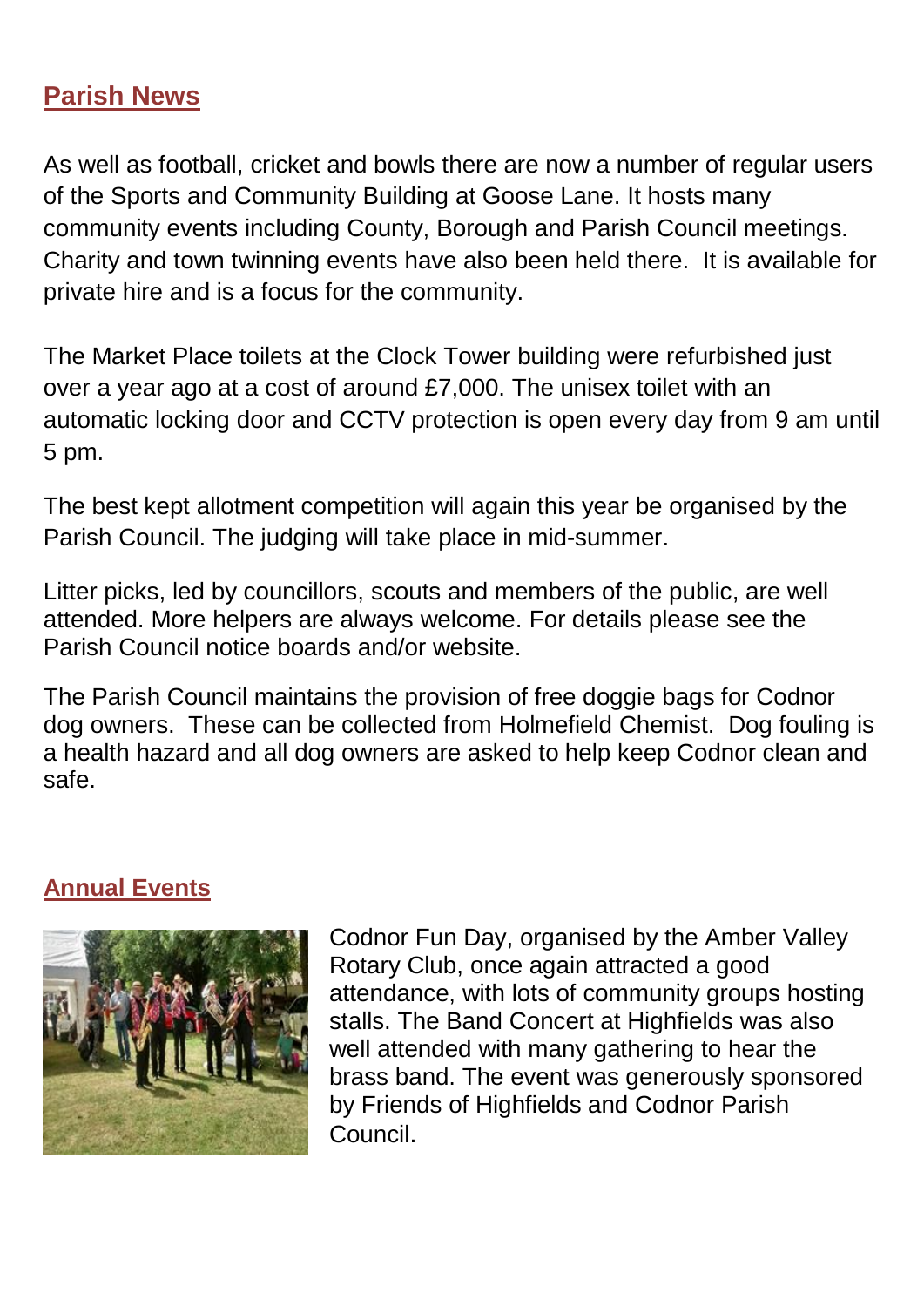## Parish News

As well as football, cricket and bowls there are now a number of regular users of the Sports and Community Building at Goose Lane. It hosts many community events including County, Borough and Parish Council meetings. Charity and town twinning events have also been held there. It is available for private hire and is a focus for the community.

The Market Place toilets at the Clock Tower building were refurbished just over a year ago at a cost of around £7,000. The unisex toilet with an automatic locking door and CCTV protection is open every day from 9 am until 5 pm.

The best kept allotment competition will again this year be organised by the Parish Council. The judging will take place in mid-summer.

Litter picks, led by councillors, scouts and members of the public, are well attended. More helpers are always welcome. For details please see the Parish Council notice boards and/or website.

The Parish Council maintains the provision of free doggie bags for Codnor dog owners. These can be collected from Holmefield Chemist. Dog fouling is a health hazard and all dog owners are asked to help keep Codnor clean and safe.

## Annual Events

Codnor Fun Day, organised by the Amber Valley Rotary Club, once again attracted a good attendance, with lots of community groups hosting stalls. The Band Concert at Highfields was also well attended with many gathering to hear the brass band. The event was generously sponsored by Friends of Highfields and Codnor Parish Council.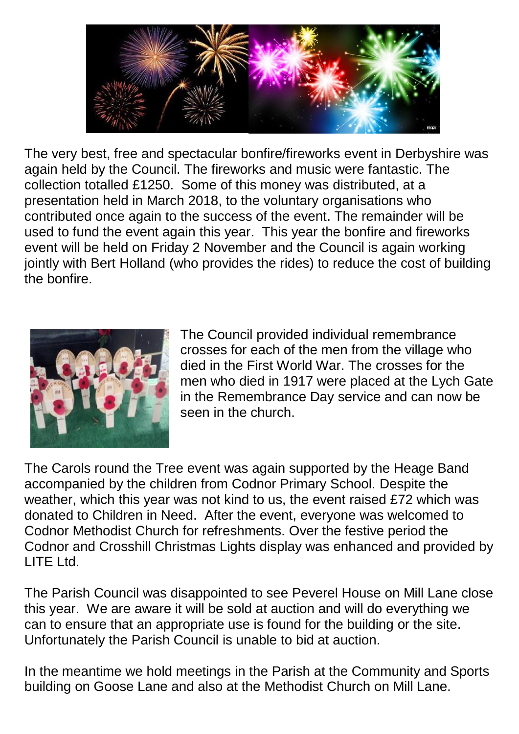The very best, free and spectacular bonfire/fireworks event in Derbyshire was again held by the Council. The fireworks and music were fantastic. The collection totalled £1250. Some of this money was distributed, at a presentation held in March 2018, to the voluntary organisations who contributed once again to the success of the event. The remainder will be used to fund the event again this year. This year the bonfire and fireworks event will be held on Friday 2 November and the Council is again working jointly with Bert Holland (who provides the rides) to reduce the cost of building the bonfire.

The Council provided individual remembrance crosses for each of the men from the village who died in the First World War. The crosses for the men who died in 1917 were placed at the Lych Gate in the Remembrance Day service and can now be seen in the church.

The Carols round the Tree event was again supported by the Heage Band accompanied by the children from Codnor Primary School. Despite the weather, which this year was not kind to us, the event raised £72 which was donated to Children in Need. After the event, everyone was welcomed to Codnor Methodist Church for refreshments. Over the festive period the Codnor and Crosshill Christmas Lights display was enhanced and provided by LITE Ltd.

The Parish Council was disappointed to see Peverel House on Mill Lane close this year. We are aware it will be sold at auction and will do everything we can to ensure that an appropriate use is found for the building or the site. Unfortunately the Parish Council is unable to bid at auction.

In the meantime we hold meetings in the Parish at the Community and Sports building on Goose Lane and also at the Methodist Church on Mill Lane.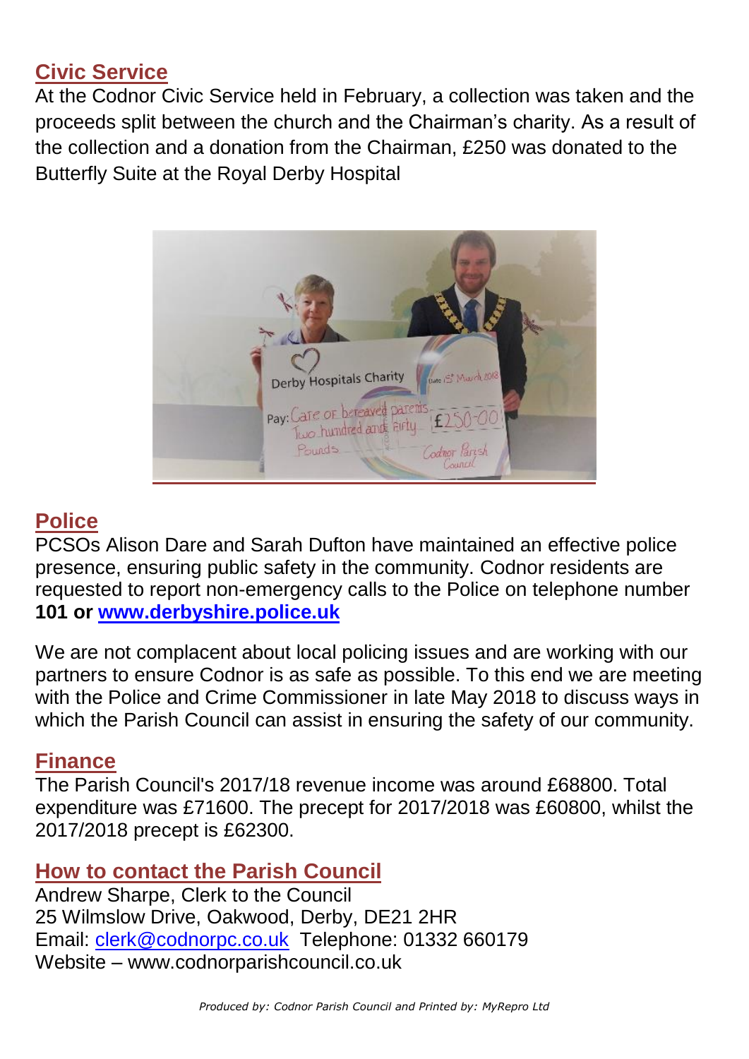## Civic Service

At the Codnor Civic Service held in February, a collection was taken and the proceeds split between the church and the Chairman's charity. As a result of the collection and a donation from the Chairman, £250 was donated to the Butterfly Suite at the Royal Derby Hospital

## Police

PCSOs Alison Dare and Sarah Dufton have maintained an effective police presence, ensuring public safety in the community. Codnor residents are requested to report non-emergency calls to the Police on telephone number **101 or www.derbyshire.police.uk**

We are not complacent about local policing issues and are working with our partners to ensure Codnor is as safe as possible. To this end we are meeting with the Police and Crime Commissioner in late May 2018 to discuss ways in which the Parish Council can assist in ensuring the safety of our community.

## Finance

The Parish Council's 2017/18 revenue income was around £68800. Total expenditure was £71600. The precept for 2017/2018 was £60800, whilst the 2017/2018 precept is £62300.

## How to contact the Parish Council

Andrew Sharpe, Clerk to the Council
25 Wilmslow Drive, Oakwood, Derby, DE21 2HR
Email: clerk@codnorpc.co.uk Telephone: 01332 660179
Website – www.codnorparishcouncil.co.uk

*Produced by: Codnor Parish Council and Printed by: MyRepro Ltd*